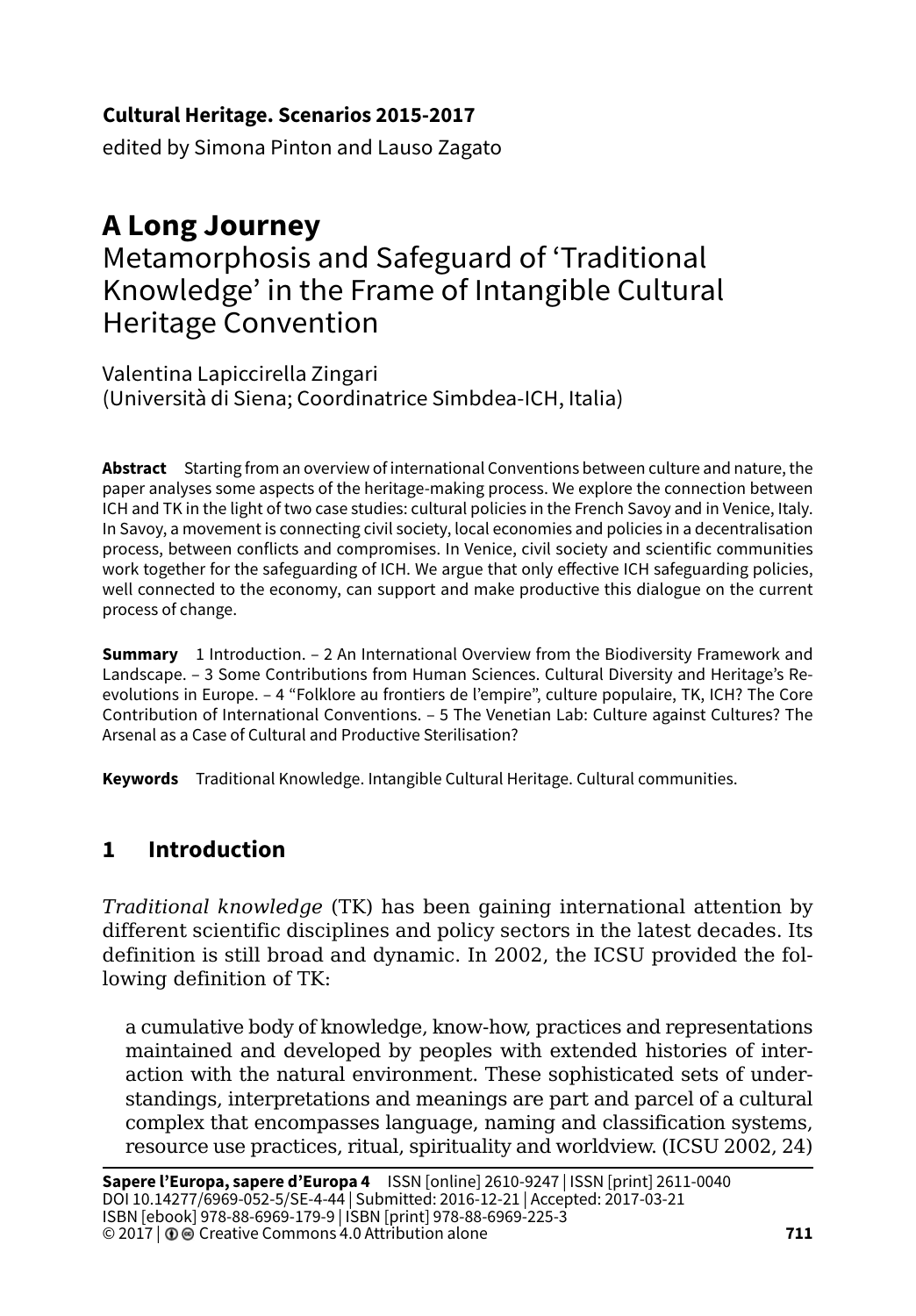**Cultural Heritage. Scenarios 2015-2017**

edited by Simona Pinton and Lauso Zagato

# A Long Journey

## Metamorphosis and Safeguard of 'Traditional Knowledge' in the Frame of Intangible Cultural Heritage Convention

Valentina Lapiccirella Zingari
(Università di Siena; Coordinatrice Simbdea-ICH, Italia)

**Abstract** Starting from an overview of international Conventions between culture and nature, the paper analyses some aspects of the heritage-making process. We explore the connection between ICH and TK in the light of two case studies: cultural policies in the French Savoy and in Venice, Italy. In Savoy, a movement is connecting civil society, local economies and policies in a decentralisation process, between conflicts and compromises. In Venice, civil society and scientific communities work together for the safeguarding of ICH. We argue that only effective ICH safeguarding policies, well connected to the economy, can support and make productive this dialogue on the current process of change.

**Summary** 1 Introduction. – 2 An International Overview from the Biodiversity Framework and Landscape. – 3 Some Contributions from Human Sciences. Cultural Diversity and Heritage's Re-evolutions in Europe. – 4 "Folklore au frontiers de l'empire", culture populaire, TK, ICH? The Core Contribution of International Conventions. – 5 The Venetian Lab: Culture against Cultures? The Arsenal as a Case of Cultural and Productive Sterilisation?

**Keywords** Traditional Knowledge. Intangible Cultural Heritage. Cultural communities.

## 1 Introduction

*Traditional knowledge* (TK) has been gaining international attention by different scientific disciplines and policy sectors in the latest decades. Its definition is still broad and dynamic. In 2002, the ICSU provided the following definition of TK:

> a cumulative body of knowledge, know-how, practices and representations maintained and developed by peoples with extended histories of interaction with the natural environment. These sophisticated sets of understandings, interpretations and meanings are part and parcel of a cultural complex that encompasses language, naming and classification systems, resource use practices, ritual, spirituality and worldview. (ICSU 2002, 24)

**Sapere l'Europa, sapere d'Europa 4** ISSN [online] 2610-9247 | ISSN [print] 2611-0040
DOI 10.14277/6969-052-5/SE-4-44 | Submitted: 2016-12-21 | Accepted: 2017-03-21
ISBN [ebook] 978-88-6969-179-9 | ISBN [print] 978-88-6969-225-3
© 2017 | Creative Commons 4.0 Attribution alone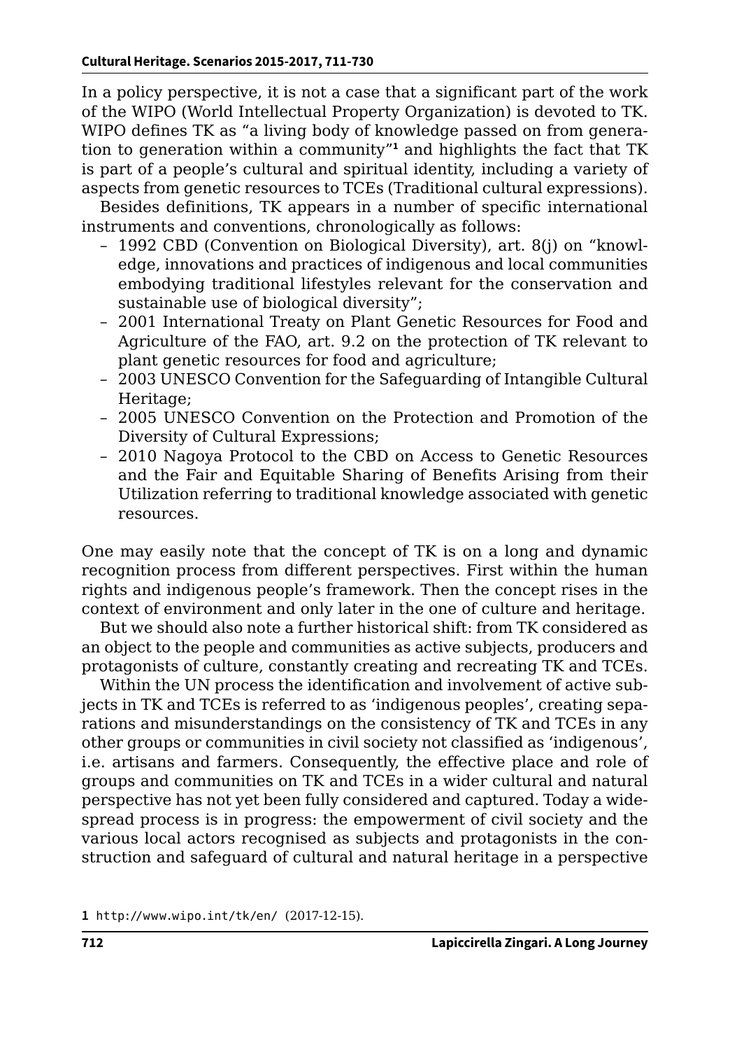In a policy perspective, it is not a case that a significant part of the work of the WIPO (World Intellectual Property Organization) is devoted to TK. WIPO defines TK as "a living body of knowledge passed on from generation to generation within a community"[1] and highlights the fact that TK is part of a people's cultural and spiritual identity, including a variety of aspects from genetic resources to TCEs (Traditional cultural expressions).

Besides definitions, TK appears in a number of specific international instruments and conventions, chronologically as follows:

- 1992 CBD (Convention on Biological Diversity), art. 8(j) on "knowledge, innovations and practices of indigenous and local communities embodying traditional lifestyles relevant for the conservation and sustainable use of biological diversity";
- 2001 International Treaty on Plant Genetic Resources for Food and Agriculture of the FAO, art. 9.2 on the protection of TK relevant to plant genetic resources for food and agriculture;
- 2003 UNESCO Convention for the Safeguarding of Intangible Cultural Heritage;
- 2005 UNESCO Convention on the Protection and Promotion of the Diversity of Cultural Expressions;
- 2010 Nagoya Protocol to the CBD on Access to Genetic Resources and the Fair and Equitable Sharing of Benefits Arising from their Utilization referring to traditional knowledge associated with genetic resources.

One may easily note that the concept of TK is on a long and dynamic recognition process from different perspectives. First within the human rights and indigenous people's framework. Then the concept rises in the context of environment and only later in the one of culture and heritage.

But we should also note a further historical shift: from TK considered as an object to the people and communities as active subjects, producers and protagonists of culture, constantly creating and recreating TK and TCEs.

Within the UN process the identification and involvement of active subjects in TK and TCEs is referred to as 'indigenous peoples', creating separations and misunderstandings on the consistency of TK and TCEs in any other groups or communities in civil society not classified as 'indigenous', i.e. artisans and farmers. Consequently, the effective place and role of groups and communities on TK and TCEs in a wider cultural and natural perspective has not yet been fully considered and captured. Today a widespread process is in progress: the empowerment of civil society and the various local actors recognised as subjects and protagonists in the construction and safeguard of cultural and natural heritage in a perspective

1 http://www.wipo.int/tk/en/ (2017-12-15).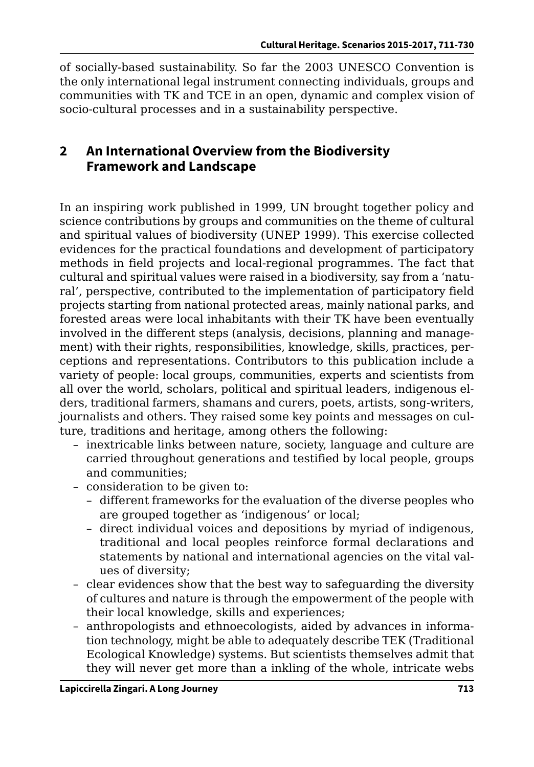of socially-based sustainability. So far the 2003 UNESCO Convention is the only international legal instrument connecting individuals, groups and communities with TK and TCE in an open, dynamic and complex vision of socio-cultural processes and in a sustainability perspective.

## 2 An International Overview from the Biodiversity Framework and Landscape

In an inspiring work published in 1999, UN brought together policy and science contributions by groups and communities on the theme of cultural and spiritual values of biodiversity (UNEP 1999). This exercise collected evidences for the practical foundations and development of participatory methods in field projects and local-regional programmes. The fact that cultural and spiritual values were raised in a biodiversity, say from a 'natural', perspective, contributed to the implementation of participatory field projects starting from national protected areas, mainly national parks, and forested areas were local inhabitants with their TK have been eventually involved in the different steps (analysis, decisions, planning and management) with their rights, responsibilities, knowledge, skills, practices, perceptions and representations. Contributors to this publication include a variety of people: local groups, communities, experts and scientists from all over the world, scholars, political and spiritual leaders, indigenous elders, traditional farmers, shamans and curers, poets, artists, song-writers, journalists and others. They raised some key points and messages on culture, traditions and heritage, among others the following:

- inextricable links between nature, society, language and culture are carried throughout generations and testified by local people, groups and communities;
- consideration to be given to:
  - different frameworks for the evaluation of the diverse peoples who are grouped together as 'indigenous' or local;
  - direct individual voices and depositions by myriad of indigenous, traditional and local peoples reinforce formal declarations and statements by national and international agencies on the vital values of diversity;
- clear evidences show that the best way to safeguarding the diversity of cultures and nature is through the empowerment of the people with their local knowledge, skills and experiences;
- anthropologists and ethnoecologists, aided by advances in information technology, might be able to adequately describe TEK (Traditional Ecological Knowledge) systems. But scientists themselves admit that they will never get more than a inkling of the whole, intricate webs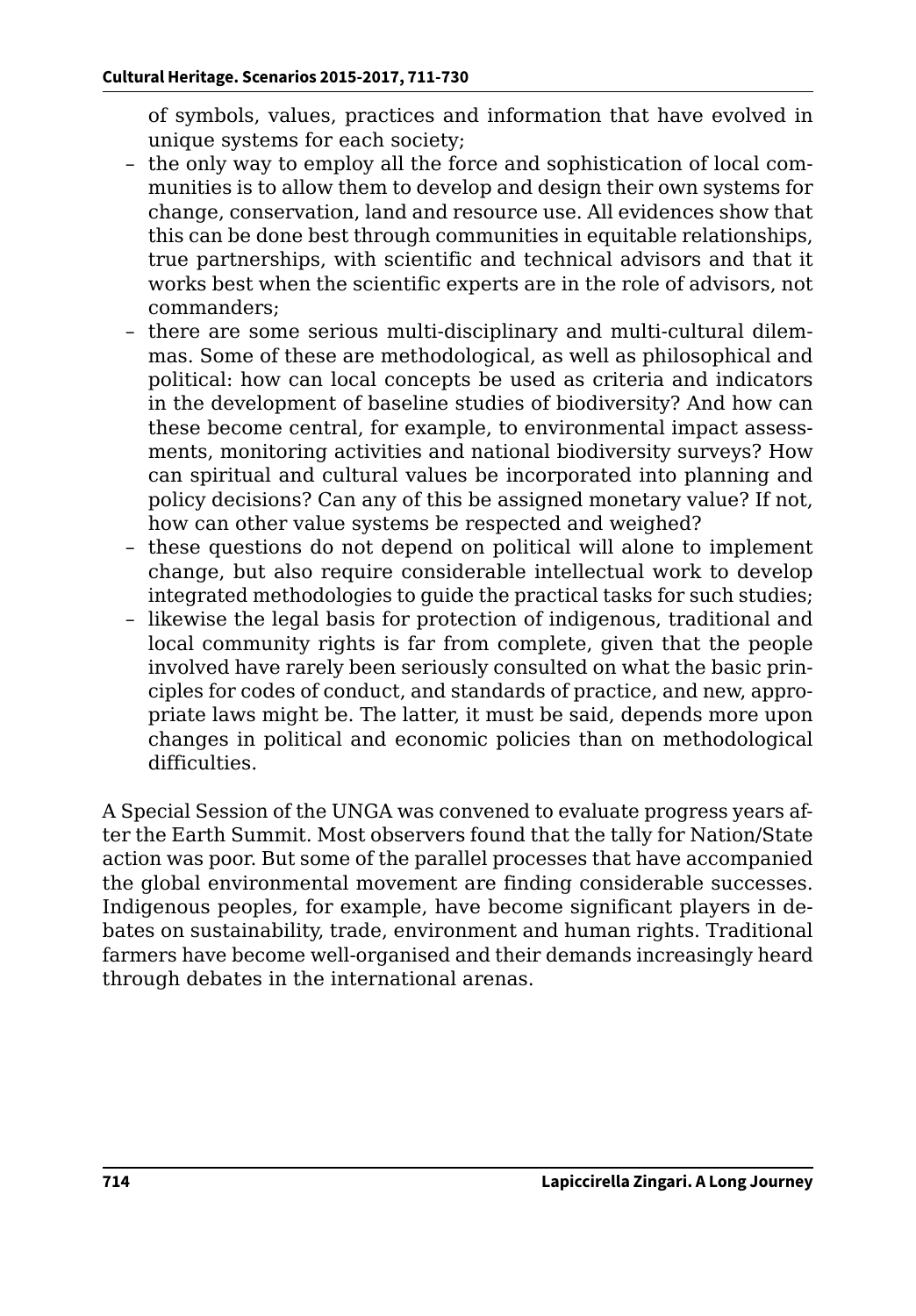of symbols, values, practices and information that have evolved in unique systems for each society;

- the only way to employ all the force and sophistication of local communities is to allow them to develop and design their own systems for change, conservation, land and resource use. All evidences show that this can be done best through communities in equitable relationships, true partnerships, with scientific and technical advisors and that it works best when the scientific experts are in the role of advisors, not commanders;
- there are some serious multi-disciplinary and multi-cultural dilemmas. Some of these are methodological, as well as philosophical and political: how can local concepts be used as criteria and indicators in the development of baseline studies of biodiversity? And how can these become central, for example, to environmental impact assessments, monitoring activities and national biodiversity surveys? How can spiritual and cultural values be incorporated into planning and policy decisions? Can any of this be assigned monetary value? If not, how can other value systems be respected and weighed?
- these questions do not depend on political will alone to implement change, but also require considerable intellectual work to develop integrated methodologies to guide the practical tasks for such studies;
- likewise the legal basis for protection of indigenous, traditional and local community rights is far from complete, given that the people involved have rarely been seriously consulted on what the basic principles for codes of conduct, and standards of practice, and new, appropriate laws might be. The latter, it must be said, depends more upon changes in political and economic policies than on methodological difficulties.

A Special Session of the UNGA was convened to evaluate progress years after the Earth Summit. Most observers found that the tally for Nation/State action was poor. But some of the parallel processes that have accompanied the global environmental movement are finding considerable successes. Indigenous peoples, for example, have become significant players in debates on sustainability, trade, environment and human rights. Traditional farmers have become well-organised and their demands increasingly heard through debates in the international arenas.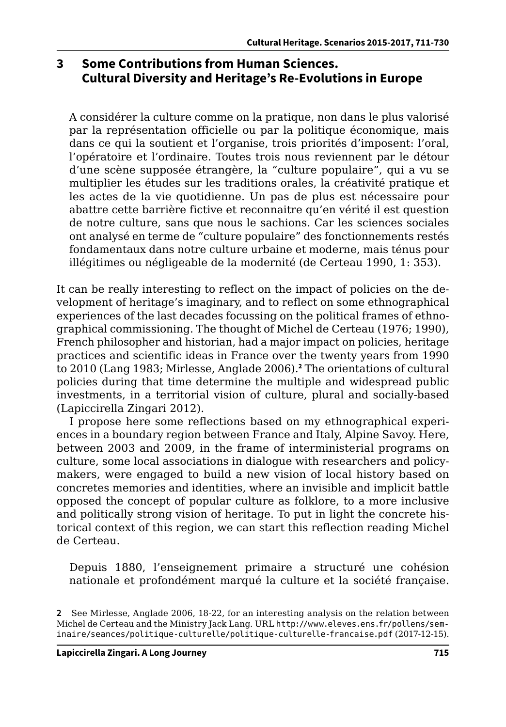## 3 Some Contributions from Human Sciences. Cultural Diversity and Heritage's Re-Evolutions in Europe

> A considérer la culture comme on la pratique, non dans le plus valorisé par la représentation officielle ou par la politique économique, mais dans ce qui la soutient et l'organise, trois priorités d'imposent: l'oral, l'opératoire et l'ordinaire. Toutes trois nous reviennent par le détour d'une scène supposée étrangère, la "culture populaire", qui a vu se multiplier les études sur les traditions orales, la créativité pratique et les actes de la vie quotidienne. Un pas de plus est nécessaire pour abattre cette barrière fictive et reconnaitre qu'en vérité il est question de notre culture, sans que nous le sachions. Car les sciences sociales ont analysé en terme de "culture populaire" des fonctionnements restés fondamentaux dans notre culture urbaine et moderne, mais ténus pour illégitimes ou négligeable de la modernité (de Certeau 1990, 1: 353).

It can be really interesting to reflect on the impact of policies on the development of heritage's imaginary, and to reflect on some ethnographical experiences of the last decades focussing on the political frames of ethnographical commissioning. The thought of Michel de Certeau (1976; 1990), French philosopher and historian, had a major impact on policies, heritage practices and scientific ideas in France over the twenty years from 1990 to 2010 (Lang 1983; Mirlesse, Anglade 2006).[2] The orientations of cultural policies during that time determine the multiple and widespread public investments, in a territorial vision of culture, plural and socially-based (Lapiccirella Zingari 2012).

I propose here some reflections based on my ethnographical experiences in a boundary region between France and Italy, Alpine Savoy. Here, between 2003 and 2009, in the frame of interministerial programs on culture, some local associations in dialogue with researchers and policymakers, were engaged to build a new vision of local history based on concretes memories and identities, where an invisible and implicit battle opposed the concept of popular culture as folklore, to a more inclusive and politically strong vision of heritage. To put in light the concrete historical context of this region, we can start this reflection reading Michel de Certeau.

> Depuis 1880, l'enseignement primaire a structuré une cohésion nationale et profondément marqué la culture et la société française.

[2] See Mirlesse, Anglade 2006, 18-22, for an interesting analysis on the relation between Michel de Certeau and the Ministry Jack Lang. URL http://www.eleves.ens.fr/pollens/seminaire/seances/politique-culturelle/politique-culturelle-francaise.pdf (2017-12-15).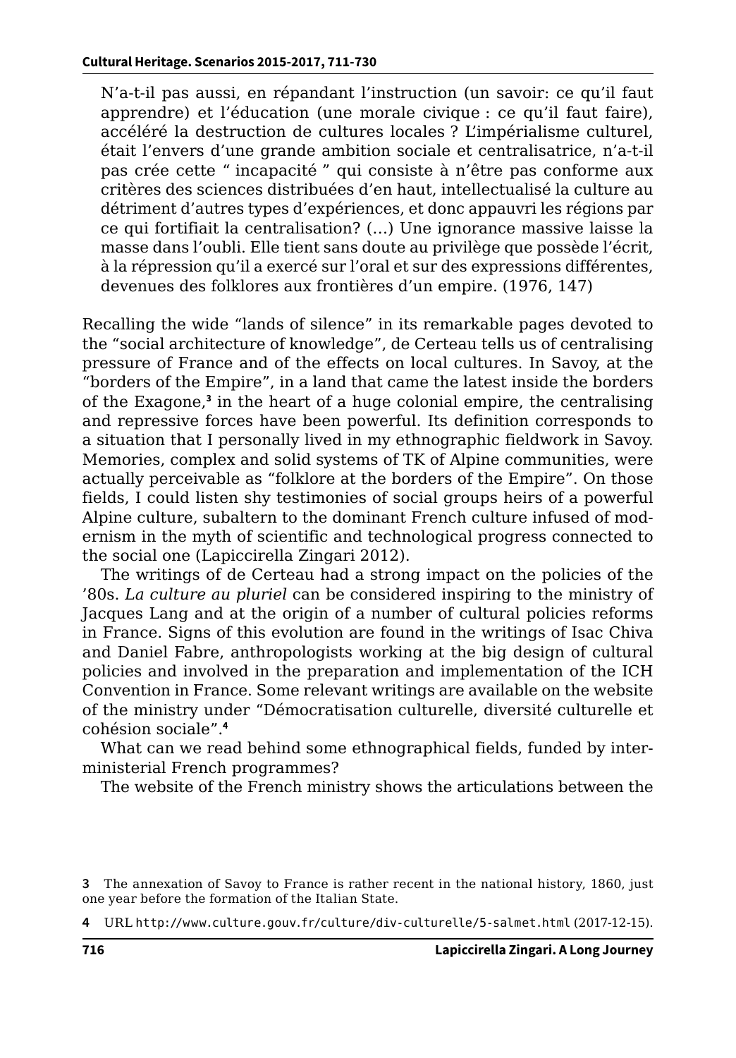> N'a-t-il pas aussi, en répandant l'instruction (un savoir: ce qu'il faut apprendre) et l'éducation (une morale civique : ce qu'il faut faire), accéléré la destruction de cultures locales ? L'impérialisme culturel, était l'envers d'une grande ambition sociale et centralisatrice, n'a-t-il pas crée cette " incapacité " qui consiste à n'être pas conforme aux critères des sciences distribuées d'en haut, intellectualisé la culture au détriment d'autres types d'expériences, et donc appauvri les régions par ce qui fortifiait la centralisation? (…) Une ignorance massive laisse la masse dans l'oubli. Elle tient sans doute au privilège que possède l'écrit, à la répression qu'il a exercé sur l'oral et sur des expressions différentes, devenues des folklores aux frontières d'un empire. (1976, 147)

Recalling the wide "lands of silence" in its remarkable pages devoted to the "social architecture of knowledge", de Certeau tells us of centralising pressure of France and of the effects on local cultures. In Savoy, at the "borders of the Empire", in a land that came the latest inside the borders of the Exagone,[3] in the heart of a huge colonial empire, the centralising and repressive forces have been powerful. Its definition corresponds to a situation that I personally lived in my ethnographic fieldwork in Savoy. Memories, complex and solid systems of TK of Alpine communities, were actually perceivable as "folklore at the borders of the Empire". On those fields, I could listen shy testimonies of social groups heirs of a powerful Alpine culture, subaltern to the dominant French culture infused of modernism in the myth of scientific and technological progress connected to the social one (Lapiccirella Zingari 2012).

The writings of de Certeau had a strong impact on the policies of the '80s. *La culture au pluriel* can be considered inspiring to the ministry of Jacques Lang and at the origin of a number of cultural policies reforms in France. Signs of this evolution are found in the writings of Isac Chiva and Daniel Fabre, anthropologists working at the big design of cultural policies and involved in the preparation and implementation of the ICH Convention in France. Some relevant writings are available on the website of the ministry under "Démocratisation culturelle, diversité culturelle et cohésion sociale".[4]

What can we read behind some ethnographical fields, funded by interministerial French programmes?

The website of the French ministry shows the articulations between the

---

[3] The annexation of Savoy to France is rather recent in the national history, 1860, just one year before the formation of the Italian State.

[4] URL http://www.culture.gouv.fr/culture/div-culturelle/5-salmet.html (2017-12-15).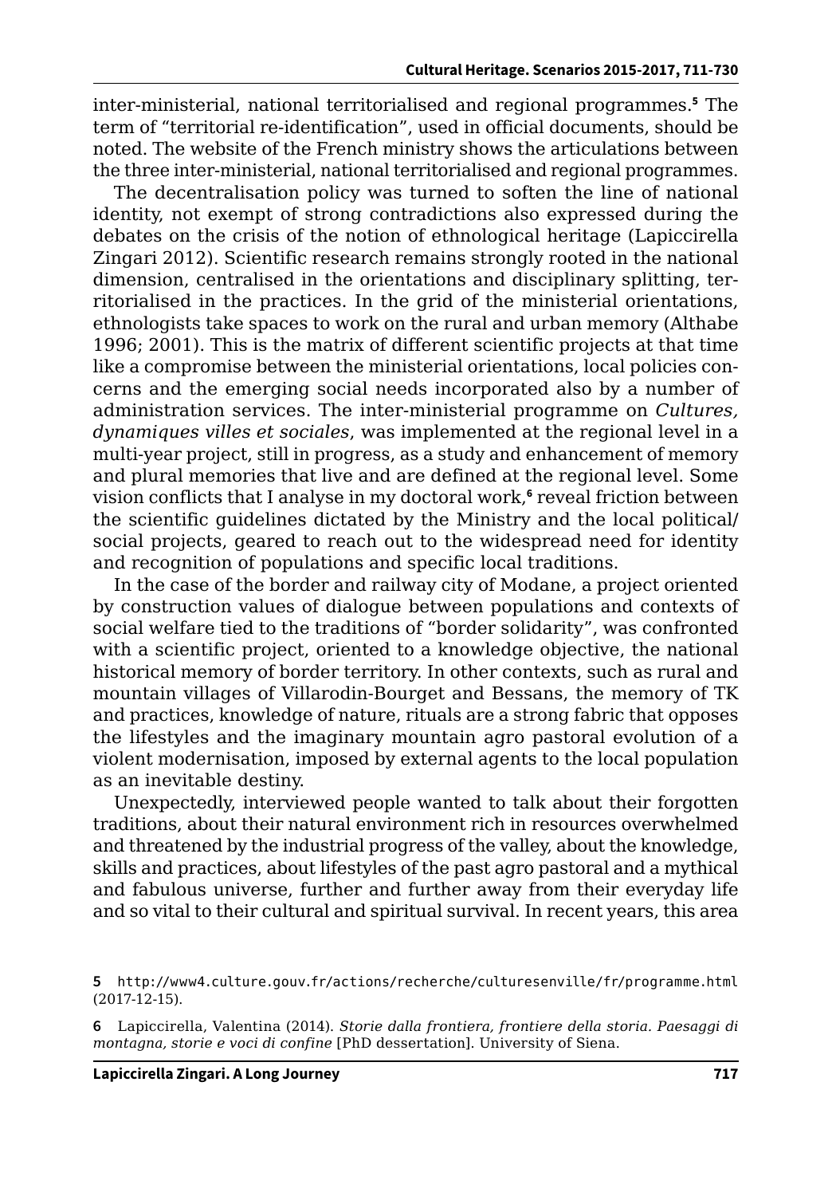inter-ministerial, national territorialised and regional programmes.[5] The term of "territorial re-identification", used in official documents, should be noted. The website of the French ministry shows the articulations between the three inter-ministerial, national territorialised and regional programmes.

The decentralisation policy was turned to soften the line of national identity, not exempt of strong contradictions also expressed during the debates on the crisis of the notion of ethnological heritage (Lapiccirella Zingari 2012). Scientific research remains strongly rooted in the national dimension, centralised in the orientations and disciplinary splitting, territorialised in the practices. In the grid of the ministerial orientations, ethnologists take spaces to work on the rural and urban memory (Althabe 1996; 2001). This is the matrix of different scientific projects at that time like a compromise between the ministerial orientations, local policies concerns and the emerging social needs incorporated also by a number of administration services. The inter-ministerial programme on *Cultures, dynamiques villes et sociales*, was implemented at the regional level in a multi-year project, still in progress, as a study and enhancement of memory and plural memories that live and are defined at the regional level. Some vision conflicts that I analyse in my doctoral work,[6] reveal friction between the scientific guidelines dictated by the Ministry and the local political/social projects, geared to reach out to the widespread need for identity and recognition of populations and specific local traditions.

In the case of the border and railway city of Modane, a project oriented by construction values of dialogue between populations and contexts of social welfare tied to the traditions of "border solidarity", was confronted with a scientific project, oriented to a knowledge objective, the national historical memory of border territory. In other contexts, such as rural and mountain villages of Villarodin-Bourget and Bessans, the memory of TK and practices, knowledge of nature, rituals are a strong fabric that opposes the lifestyles and the imaginary mountain agro pastoral evolution of a violent modernisation, imposed by external agents to the local population as an inevitable destiny.

Unexpectedly, interviewed people wanted to talk about their forgotten traditions, about their natural environment rich in resources overwhelmed and threatened by the industrial progress of the valley, about the knowledge, skills and practices, about lifestyles of the past agro pastoral and a mythical and fabulous universe, further and further away from their everyday life and so vital to their cultural and spiritual survival. In recent years, this area

5 http://www4.culture.gouv.fr/actions/recherche/culturesenville/fr/programme.html (2017-12-15).

6 Lapiccirella, Valentina (2014). *Storie dalla frontiera, frontiere della storia. Paesaggi di montagna, storie e voci di confine* [PhD dessertation]. University of Siena.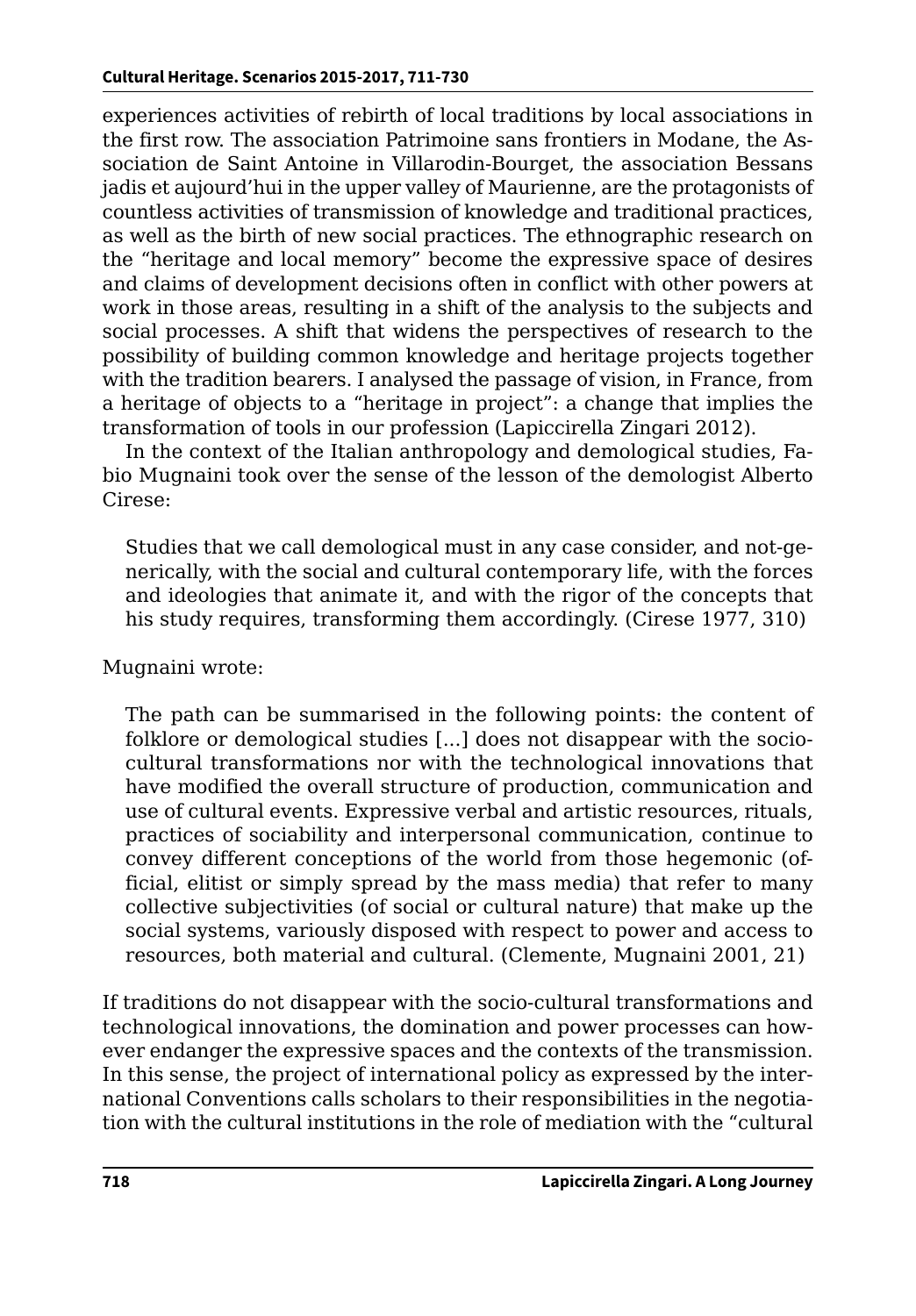experiences activities of rebirth of local traditions by local associations in the first row. The association Patrimoine sans frontiers in Modane, the Association de Saint Antoine in Villarodin-Bourget, the association Bessans jadis et aujourd'hui in the upper valley of Maurienne, are the protagonists of countless activities of transmission of knowledge and traditional practices, as well as the birth of new social practices. The ethnographic research on the "heritage and local memory" become the expressive space of desires and claims of development decisions often in conflict with other powers at work in those areas, resulting in a shift of the analysis to the subjects and social processes. A shift that widens the perspectives of research to the possibility of building common knowledge and heritage projects together with the tradition bearers. I analysed the passage of vision, in France, from a heritage of objects to a "heritage in project": a change that implies the transformation of tools in our profession (Lapiccirella Zingari 2012).

In the context of the Italian anthropology and demological studies, Fabio Mugnaini took over the sense of the lesson of the demologist Alberto Cirese:

> Studies that we call demological must in any case consider, and not-generically, with the social and cultural contemporary life, with the forces and ideologies that animate it, and with the rigor of the concepts that his study requires, transforming them accordingly. (Cirese 1977, 310)

Mugnaini wrote:

> The path can be summarised in the following points: the content of folklore or demological studies [...] does not disappear with the socio-cultural transformations nor with the technological innovations that have modified the overall structure of production, communication and use of cultural events. Expressive verbal and artistic resources, rituals, practices of sociability and interpersonal communication, continue to convey different conceptions of the world from those hegemonic (official, elitist or simply spread by the mass media) that refer to many collective subjectivities (of social or cultural nature) that make up the social systems, variously disposed with respect to power and access to resources, both material and cultural. (Clemente, Mugnaini 2001, 21)

If traditions do not disappear with the socio-cultural transformations and technological innovations, the domination and power processes can however endanger the expressive spaces and the contexts of the transmission. In this sense, the project of international policy as expressed by the international Conventions calls scholars to their responsibilities in the negotiation with the cultural institutions in the role of mediation with the "cultural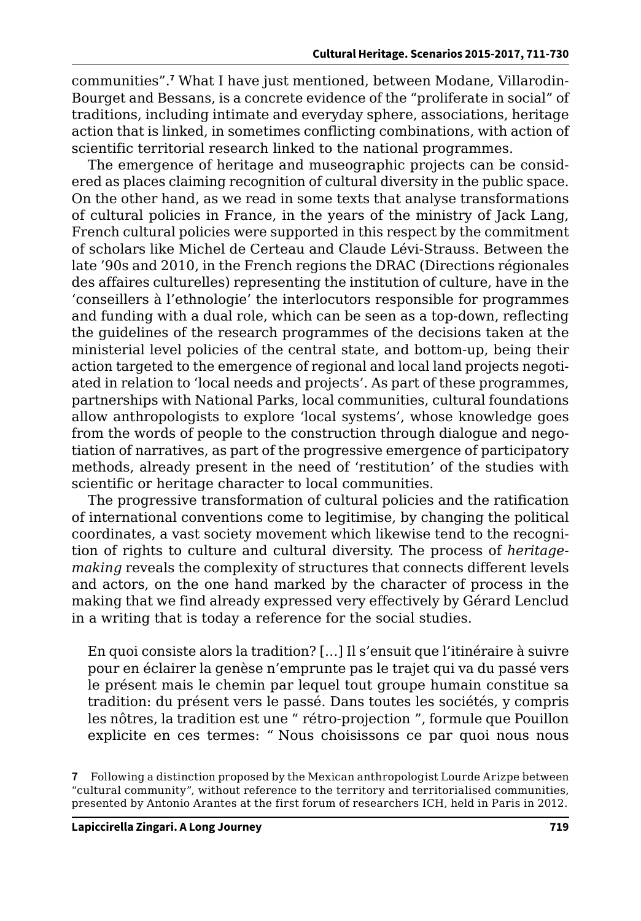communities".[7] What I have just mentioned, between Modane, Villarodin-Bourget and Bessans, is a concrete evidence of the "proliferate in social" of traditions, including intimate and everyday sphere, associations, heritage action that is linked, in sometimes conflicting combinations, with action of scientific territorial research linked to the national programmes.

The emergence of heritage and museographic projects can be considered as places claiming recognition of cultural diversity in the public space. On the other hand, as we read in some texts that analyse transformations of cultural policies in France, in the years of the ministry of Jack Lang, French cultural policies were supported in this respect by the commitment of scholars like Michel de Certeau and Claude Lévi-Strauss. Between the late '90s and 2010, in the French regions the DRAC (Directions régionales des affaires culturelles) representing the institution of culture, have in the 'conseillers à l'ethnologie' the interlocutors responsible for programmes and funding with a dual role, which can be seen as a top-down, reflecting the guidelines of the research programmes of the decisions taken at the ministerial level policies of the central state, and bottom-up, being their action targeted to the emergence of regional and local land projects negotiated in relation to 'local needs and projects'. As part of these programmes, partnerships with National Parks, local communities, cultural foundations allow anthropologists to explore 'local systems', whose knowledge goes from the words of people to the construction through dialogue and negotiation of narratives, as part of the progressive emergence of participatory methods, already present in the need of 'restitution' of the studies with scientific or heritage character to local communities.

The progressive transformation of cultural policies and the ratification of international conventions come to legitimise, by changing the political coordinates, a vast society movement which likewise tend to the recognition of rights to culture and cultural diversity. The process of *heritage-making* reveals the complexity of structures that connects different levels and actors, on the one hand marked by the character of process in the making that we find already expressed very effectively by Gérard Lenclud in a writing that is today a reference for the social studies.

> En quoi consiste alors la tradition? […] Il s'ensuit que l'itinéraire à suivre pour en éclairer la genèse n'emprunte pas le trajet qui va du passé vers le présent mais le chemin par lequel tout groupe humain constitue sa tradition: du présent vers le passé. Dans toutes les sociétés, y compris les nôtres, la tradition est une " rétro-projection ", formule que Pouillon explicite en ces termes: " Nous choisissons ce par quoi nous nous

[7] Following a distinction proposed by the Mexican anthropologist Lourde Arizpe between "cultural community", without reference to the territory and territorialised communities, presented by Antonio Arantes at the first forum of researchers ICH, held in Paris in 2012.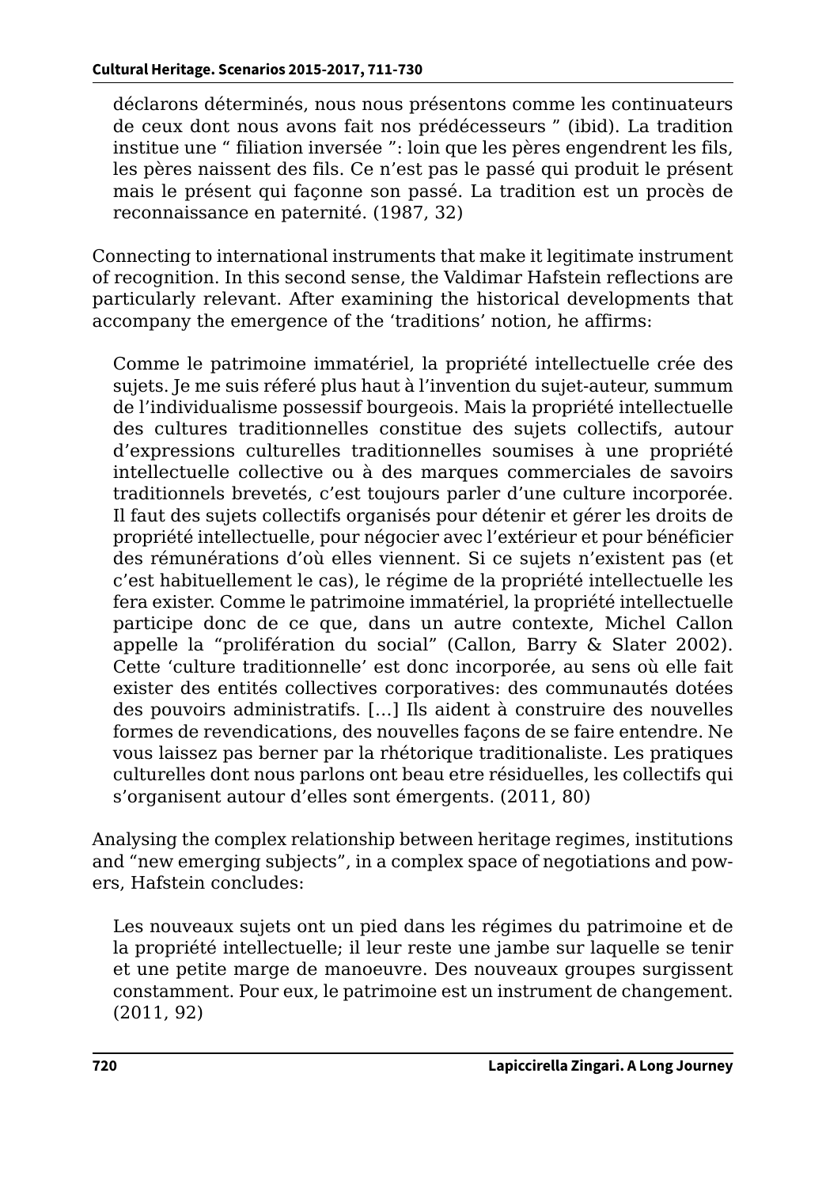> déclarons déterminés, nous nous présentons comme les continuateurs de ceux dont nous avons fait nos prédécesseurs " (ibid). La tradition institue une " filiation inversée ": loin que les pères engendrent les fils, les pères naissent des fils. Ce n'est pas le passé qui produit le présent mais le présent qui façonne son passé. La tradition est un procès de reconnaissance en paternité. (1987, 32)

Connecting to international instruments that make it legitimate instrument of recognition. In this second sense, the Valdimar Hafstein reflections are particularly relevant. After examining the historical developments that accompany the emergence of the 'traditions' notion, he affirms:

> Comme le patrimoine immatériel, la propriété intellectuelle crée des sujets. Je me suis référé plus haut à l'invention du sujet-auteur, summum de l'individualisme possessif bourgeois. Mais la propriété intellectuelle des cultures traditionnelles constitue des sujets collectifs, autour d'expressions culturelles traditionnelles soumises à une propriété intellectuelle collective ou à des marques commerciales de savoirs traditionnels brevetés, c'est toujours parler d'une culture incorporée. Il faut des sujets collectifs organisés pour détenir et gérer les droits de propriété intellectuelle, pour négocier avec l'extérieur et pour bénéficier des rémunérations d'où elles viennent. Si ce sujets n'existent pas (et c'est habituellement le cas), le régime de la propriété intellectuelle les fera exister. Comme le patrimoine immatériel, la propriété intellectuelle participe donc de ce que, dans un autre contexte, Michel Callon appelle la "prolifération du social" (Callon, Barry & Slater 2002). Cette 'culture traditionnelle' est donc incorporée, au sens où elle fait exister des entités collectives corporatives: des communautés dotées des pouvoirs administratifs. […] Ils aident à construire des nouvelles formes de revendications, des nouvelles façons de se faire entendre. Ne vous laissez pas berner par la rhétorique traditionaliste. Les pratiques culturelles dont nous parlons ont beau etre résiduelles, les collectifs qui s'organisent autour d'elles sont émergents. (2011, 80)

Analysing the complex relationship between heritage regimes, institutions and "new emerging subjects", in a complex space of negotiations and powers, Hafstein concludes:

> Les nouveaux sujets ont un pied dans les régimes du patrimoine et de la propriété intellectuelle; il leur reste une jambe sur laquelle se tenir et une petite marge de manoeuvre. Des nouveaux groupes surgissent constamment. Pour eux, le patrimoine est un instrument de changement. (2011, 92)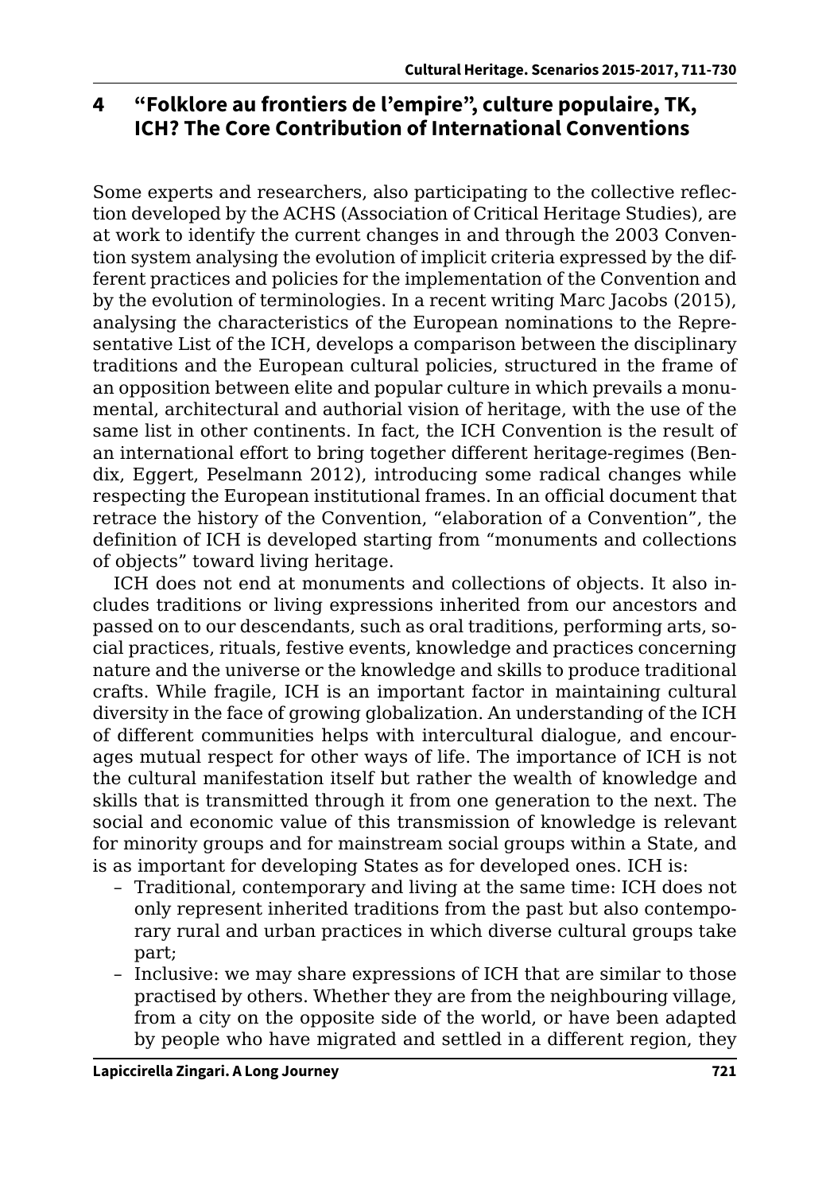## 4 "Folklore au frontiers de l'empire", culture populaire, TK, ICH? The Core Contribution of International Conventions

Some experts and researchers, also participating to the collective reflection developed by the ACHS (Association of Critical Heritage Studies), are at work to identify the current changes in and through the 2003 Convention system analysing the evolution of implicit criteria expressed by the different practices and policies for the implementation of the Convention and by the evolution of terminologies. In a recent writing Marc Jacobs (2015), analysing the characteristics of the European nominations to the Representative List of the ICH, develops a comparison between the disciplinary traditions and the European cultural policies, structured in the frame of an opposition between elite and popular culture in which prevails a monumental, architectural and authorial vision of heritage, with the use of the same list in other continents. In fact, the ICH Convention is the result of an international effort to bring together different heritage-regimes (Bendix, Eggert, Peselmann 2012), introducing some radical changes while respecting the European institutional frames. In an official document that retrace the history of the Convention, "elaboration of a Convention", the definition of ICH is developed starting from "monuments and collections of objects" toward living heritage.

ICH does not end at monuments and collections of objects. It also includes traditions or living expressions inherited from our ancestors and passed on to our descendants, such as oral traditions, performing arts, social practices, rituals, festive events, knowledge and practices concerning nature and the universe or the knowledge and skills to produce traditional crafts. While fragile, ICH is an important factor in maintaining cultural diversity in the face of growing globalization. An understanding of the ICH of different communities helps with intercultural dialogue, and encourages mutual respect for other ways of life. The importance of ICH is not the cultural manifestation itself but rather the wealth of knowledge and skills that is transmitted through it from one generation to the next. The social and economic value of this transmission of knowledge is relevant for minority groups and for mainstream social groups within a State, and is as important for developing States as for developed ones. ICH is:

- Traditional, contemporary and living at the same time: ICH does not only represent inherited traditions from the past but also contemporary rural and urban practices in which diverse cultural groups take part;
- Inclusive: we may share expressions of ICH that are similar to those practised by others. Whether they are from the neighbouring village, from a city on the opposite side of the world, or have been adapted by people who have migrated and settled in a different region, they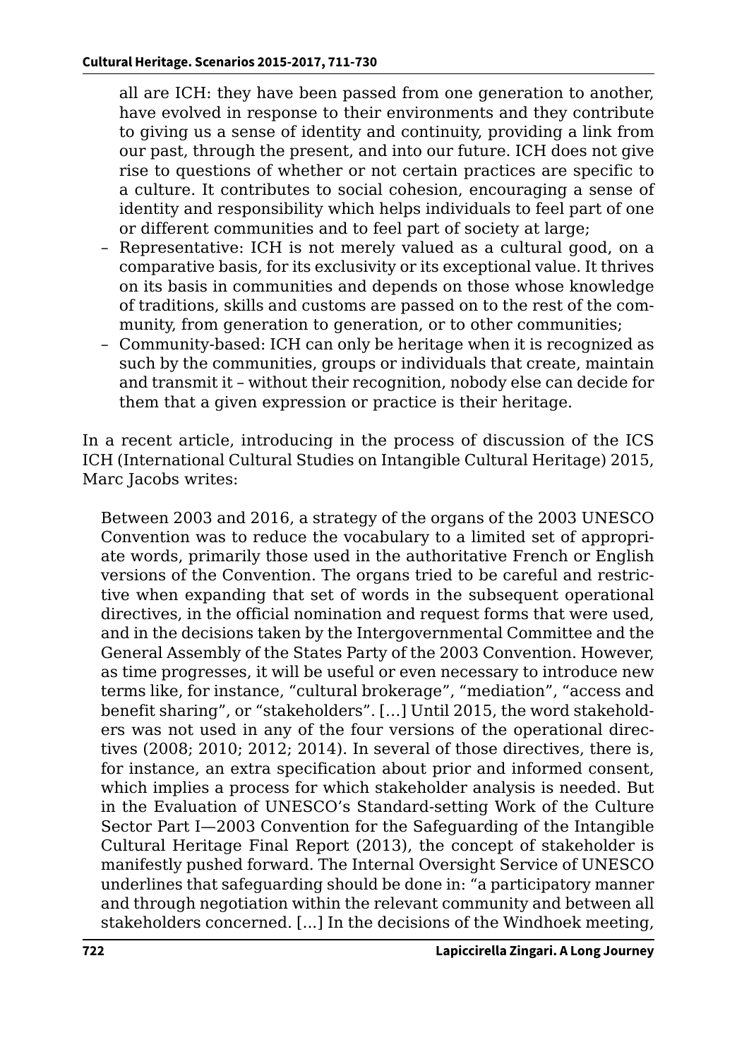all are ICH: they have been passed from one generation to another, have evolved in response to their environments and they contribute to giving us a sense of identity and continuity, providing a link from our past, through the present, and into our future. ICH does not give rise to questions of whether or not certain practices are specific to a culture. It contributes to social cohesion, encouraging a sense of identity and responsibility which helps individuals to feel part of one or different communities and to feel part of society at large;

- Representative: ICH is not merely valued as a cultural good, on a comparative basis, for its exclusivity or its exceptional value. It thrives on its basis in communities and depends on those whose knowledge of traditions, skills and customs are passed on to the rest of the community, from generation to generation, or to other communities;
- Community-based: ICH can only be heritage when it is recognized as such by the communities, groups or individuals that create, maintain and transmit it – without their recognition, nobody else can decide for them that a given expression or practice is their heritage.

In a recent article, introducing in the process of discussion of the ICS ICH (International Cultural Studies on Intangible Cultural Heritage) 2015, Marc Jacobs writes:

> Between 2003 and 2016, a strategy of the organs of the 2003 UNESCO Convention was to reduce the vocabulary to a limited set of appropriate words, primarily those used in the authoritative French or English versions of the Convention. The organs tried to be careful and restrictive when expanding that set of words in the subsequent operational directives, in the official nomination and request forms that were used, and in the decisions taken by the Intergovernmental Committee and the General Assembly of the States Party of the 2003 Convention. However, as time progresses, it will be useful or even necessary to introduce new terms like, for instance, "cultural brokerage", "mediation", "access and benefit sharing", or "stakeholders". […] Until 2015, the word stakeholders was not used in any of the four versions of the operational directives (2008; 2010; 2012; 2014). In several of those directives, there is, for instance, an extra specification about prior and informed consent, which implies a process for which stakeholder analysis is needed. But in the Evaluation of UNESCO's Standard-setting Work of the Culture Sector Part I—2003 Convention for the Safeguarding of the Intangible Cultural Heritage Final Report (2013), the concept of stakeholder is manifestly pushed forward. The Internal Oversight Service of UNESCO underlines that safeguarding should be done in: "a participatory manner and through negotiation within the relevant community and between all stakeholders concerned. [...] In the decisions of the Windhoek meeting,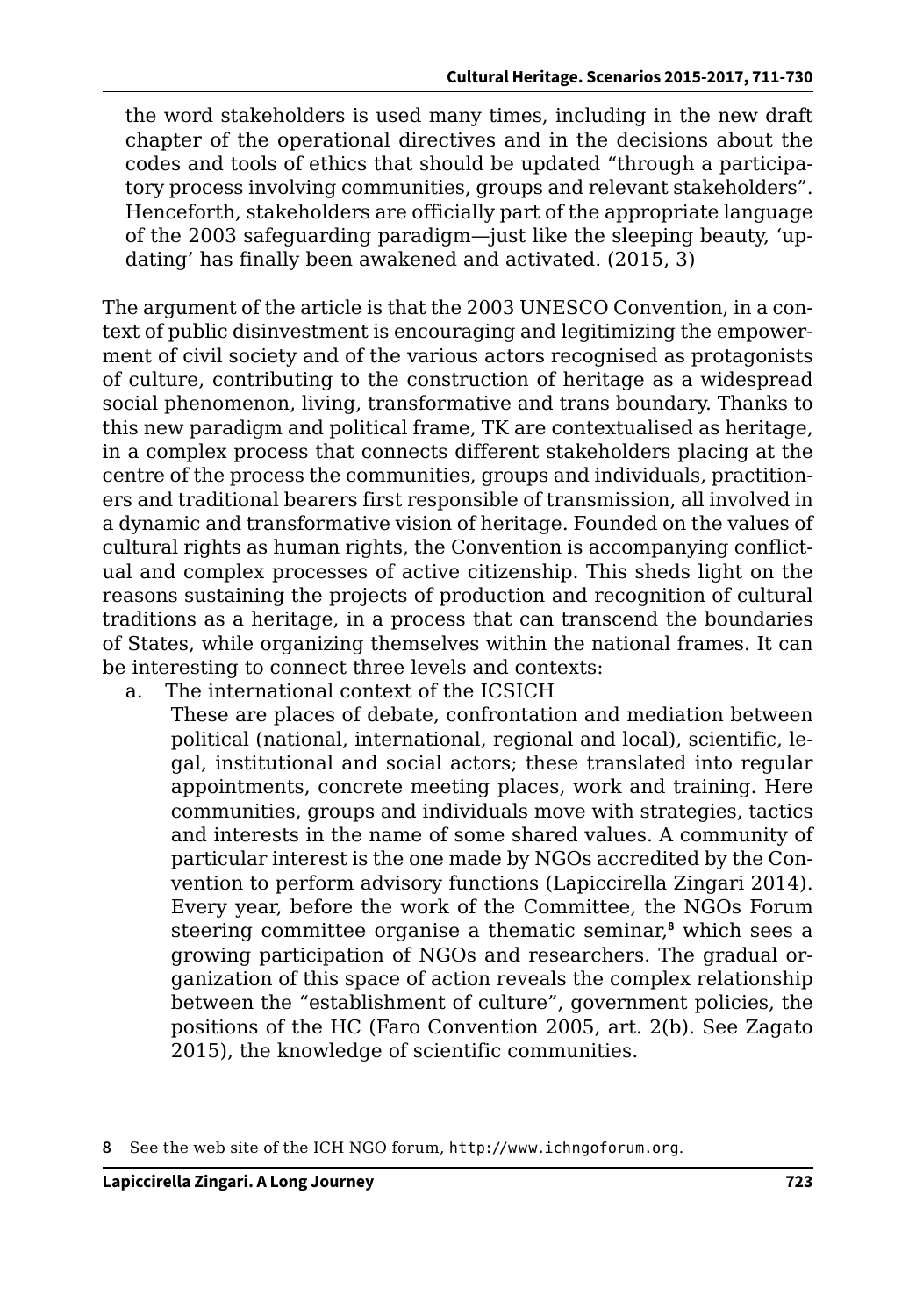> the word stakeholders is used many times, including in the new draft chapter of the operational directives and in the decisions about the codes and tools of ethics that should be updated "through a participatory process involving communities, groups and relevant stakeholders". Henceforth, stakeholders are officially part of the appropriate language of the 2003 safeguarding paradigm—just like the sleeping beauty, 'updating' has finally been awakened and activated. (2015, 3)

The argument of the article is that the 2003 UNESCO Convention, in a context of public disinvestment is encouraging and legitimizing the empowerment of civil society and of the various actors recognised as protagonists of culture, contributing to the construction of heritage as a widespread social phenomenon, living, transformative and trans boundary. Thanks to this new paradigm and political frame, TK are contextualised as heritage, in a complex process that connects different stakeholders placing at the centre of the process the communities, groups and individuals, practitioners and traditional bearers first responsible of transmission, all involved in a dynamic and transformative vision of heritage. Founded on the values of cultural rights as human rights, the Convention is accompanying conflictual and complex processes of active citizenship. This sheds light on the reasons sustaining the projects of production and recognition of cultural traditions as a heritage, in a process that can transcend the boundaries of States, while organizing themselves within the national frames. It can be interesting to connect three levels and contexts:

a. The international context of the ICSICH

   These are places of debate, confrontation and mediation between political (national, international, regional and local), scientific, legal, institutional and social actors; these translated into regular appointments, concrete meeting places, work and training. Here communities, groups and individuals move with strategies, tactics and interests in the name of some shared values. A community of particular interest is the one made by NGOs accredited by the Convention to perform advisory functions (Lapiccirella Zingari 2014). Every year, before the work of the Committee, the NGOs Forum steering committee organise a thematic seminar,[8] which sees a growing participation of NGOs and researchers. The gradual organization of this space of action reveals the complex relationship between the "establishment of culture", government policies, the positions of the HC (Faro Convention 2005, art. 2(b). See Zagato 2015), the knowledge of scientific communities.

8 See the web site of the ICH NGO forum, http://www.ichngoforum.org.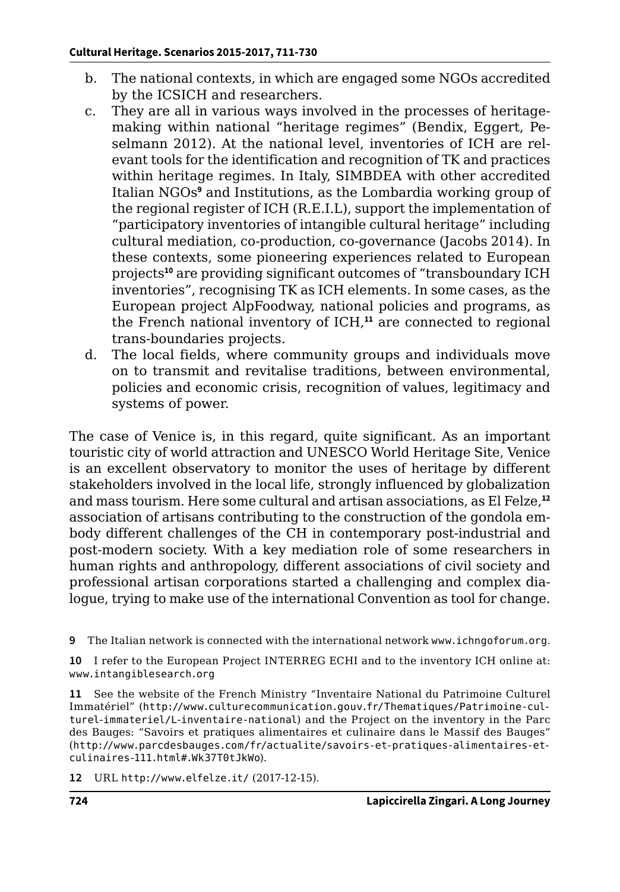b. The national contexts, in which are engaged some NGOs accredited by the ICSICH and researchers.
c. They are all in various ways involved in the processes of heritage-making within national "heritage regimes" (Bendix, Eggert, Peselmann 2012). At the national level, inventories of ICH are relevant tools for the identification and recognition of TK and practices within heritage regimes. In Italy, SIMBDEA with other accredited Italian NGOs[9] and Institutions, as the Lombardia working group of the regional register of ICH (R.E.I.L), support the implementation of "participatory inventories of intangible cultural heritage" including cultural mediation, co-production, co-governance (Jacobs 2014). In these contexts, some pioneering experiences related to European projects[10] are providing significant outcomes of "transboundary ICH inventories", recognising TK as ICH elements. In some cases, as the European project AlpFoodway, national policies and programs, as the French national inventory of ICH,[11] are connected to regional trans-boundaries projects.
d. The local fields, where community groups and individuals move on to transmit and revitalise traditions, between environmental, policies and economic crisis, recognition of values, legitimacy and systems of power.

The case of Venice is, in this regard, quite significant. As an important touristic city of world attraction and UNESCO World Heritage Site, Venice is an excellent observatory to monitor the uses of heritage by different stakeholders involved in the local life, strongly influenced by globalization and mass tourism. Here some cultural and artisan associations, as El Felze,[12] association of artisans contributing to the construction of the gondola embody different challenges of the CH in contemporary post-industrial and post-modern society. With a key mediation role of some researchers in human rights and anthropology, different associations of civil society and professional artisan corporations started a challenging and complex dialogue, trying to make use of the international Convention as tool for change.

9 The Italian network is connected with the international network www.ichngoforum.org.

10 I refer to the European Project INTERREG ECHI and to the inventory ICH online at: www.intangiblesearch.org

11 See the website of the French Ministry "Inventaire National du Patrimoine Culturel Immatériel" (http://www.culturecommunication.gouv.fr/Thematiques/Patrimoine-culturel-immateriel/L-inventaire-national) and the Project on the inventory in the Parc des Bauges: "Savoirs et pratiques alimentaires et culinaire dans le Massif des Bauges" (http://www.parcdesbauges.com/fr/actualite/savoirs-et-pratiques-alimentaires-et-culinaires-111.html#.Wk37T0tJkWo).

12 URL http://www.elfelze.it/ (2017-12-15).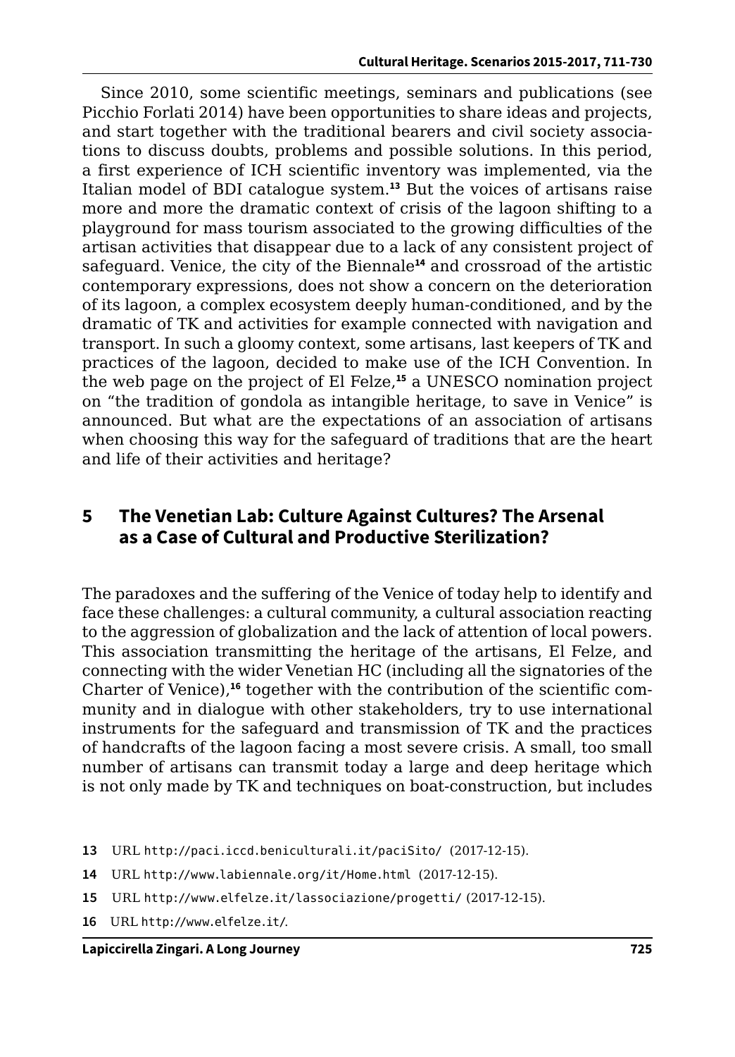Since 2010, some scientific meetings, seminars and publications (see Picchio Forlati 2014) have been opportunities to share ideas and projects, and start together with the traditional bearers and civil society associations to discuss doubts, problems and possible solutions. In this period, a first experience of ICH scientific inventory was implemented, via the Italian model of BDI catalogue system.[13] But the voices of artisans raise more and more the dramatic context of crisis of the lagoon shifting to a playground for mass tourism associated to the growing difficulties of the artisan activities that disappear due to a lack of any consistent project of safeguard. Venice, the city of the Biennale[14] and crossroad of the artistic contemporary expressions, does not show a concern on the deterioration of its lagoon, a complex ecosystem deeply human-conditioned, and by the dramatic of TK and activities for example connected with navigation and transport. In such a gloomy context, some artisans, last keepers of TK and practices of the lagoon, decided to make use of the ICH Convention. In the web page on the project of El Felze,[15] a UNESCO nomination project on "the tradition of gondola as intangible heritage, to save in Venice" is announced. But what are the expectations of an association of artisans when choosing this way for the safeguard of traditions that are the heart and life of their activities and heritage?

## 5 The Venetian Lab: Culture Against Cultures? The Arsenal as a Case of Cultural and Productive Sterilization?

The paradoxes and the suffering of the Venice of today help to identify and face these challenges: a cultural community, a cultural association reacting to the aggression of globalization and the lack of attention of local powers. This association transmitting the heritage of the artisans, El Felze, and connecting with the wider Venetian HC (including all the signatories of the Charter of Venice),[16] together with the contribution of the scientific community and in dialogue with other stakeholders, try to use international instruments for the safeguard and transmission of TK and the practices of handcrafts of the lagoon facing a most severe crisis. A small, too small number of artisans can transmit today a large and deep heritage which is not only made by TK and techniques on boat-construction, but includes

13 URL http://paci.iccd.beniculturali.it/paciSito/ (2017-12-15).

14 URL http://www.labiennale.org/it/Home.html (2017-12-15).

15 URL http://www.elfelze.it/lassociazione/progetti/ (2017-12-15).

16 URL http://www.elfelze.it/.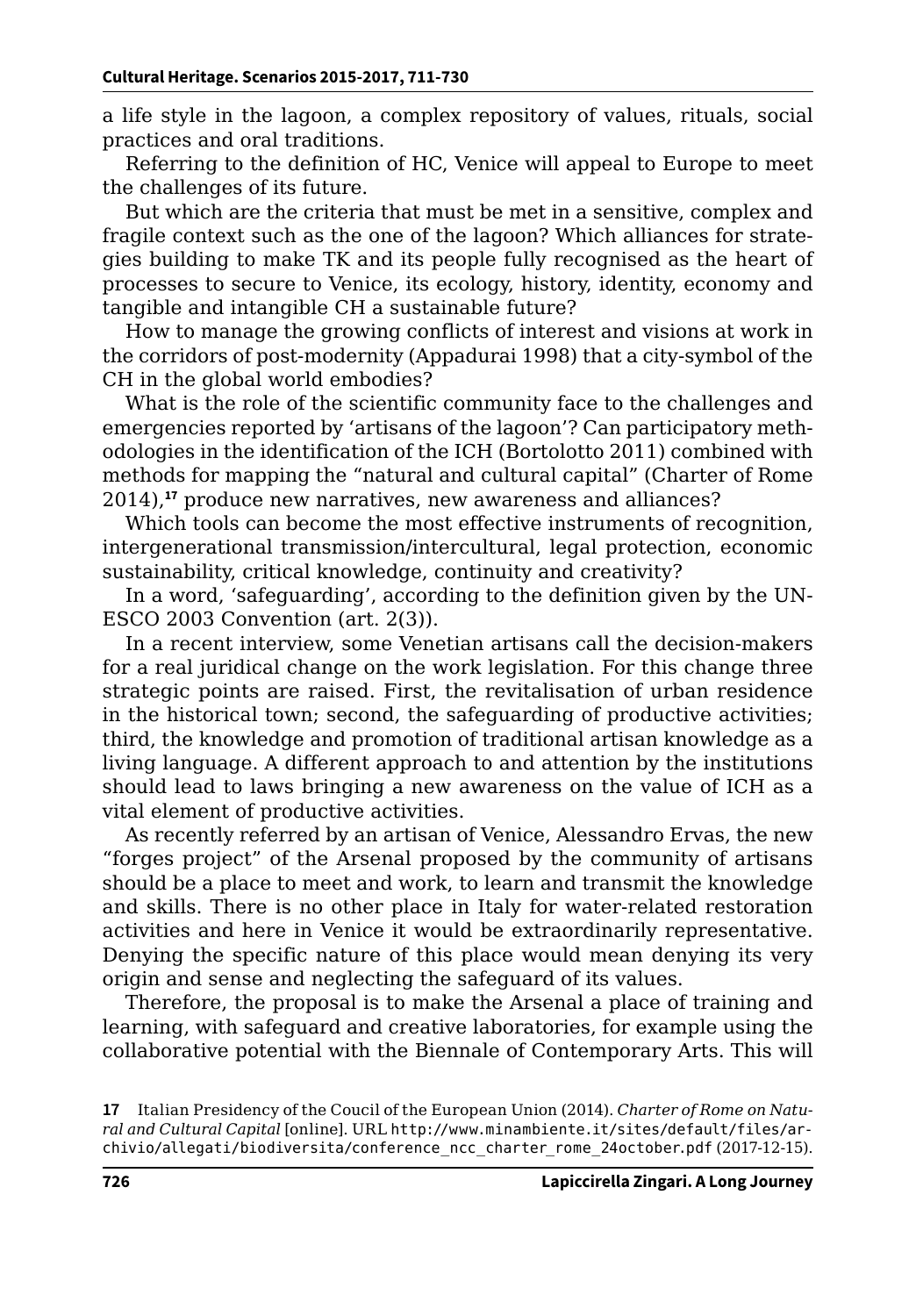a life style in the lagoon, a complex repository of values, rituals, social practices and oral traditions.

Referring to the definition of HC, Venice will appeal to Europe to meet the challenges of its future.

But which are the criteria that must be met in a sensitive, complex and fragile context such as the one of the lagoon? Which alliances for strategies building to make TK and its people fully recognised as the heart of processes to secure to Venice, its ecology, history, identity, economy and tangible and intangible CH a sustainable future?

How to manage the growing conflicts of interest and visions at work in the corridors of post-modernity (Appadurai 1998) that a city-symbol of the CH in the global world embodies?

What is the role of the scientific community face to the challenges and emergencies reported by 'artisans of the lagoon'? Can participatory methodologies in the identification of the ICH (Bortolotto 2011) combined with methods for mapping the "natural and cultural capital" (Charter of Rome 2014),[17] produce new narratives, new awareness and alliances?

Which tools can become the most effective instruments of recognition, intergenerational transmission/intercultural, legal protection, economic sustainability, critical knowledge, continuity and creativity?

In a word, 'safeguarding', according to the definition given by the UNESCO 2003 Convention (art. 2(3)).

In a recent interview, some Venetian artisans call the decision-makers for a real juridical change on the work legislation. For this change three strategic points are raised. First, the revitalisation of urban residence in the historical town; second, the safeguarding of productive activities; third, the knowledge and promotion of traditional artisan knowledge as a living language. A different approach to and attention by the institutions should lead to laws bringing a new awareness on the value of ICH as a vital element of productive activities.

As recently referred by an artisan of Venice, Alessandro Ervas, the new "forges project" of the Arsenal proposed by the community of artisans should be a place to meet and work, to learn and transmit the knowledge and skills. There is no other place in Italy for water-related restoration activities and here in Venice it would be extraordinarily representative. Denying the specific nature of this place would mean denying its very origin and sense and neglecting the safeguard of its values.

Therefore, the proposal is to make the Arsenal a place of training and learning, with safeguard and creative laboratories, for example using the collaborative potential with the Biennale of Contemporary Arts. This will

17 Italian Presidency of the Coucil of the European Union (2014). *Charter of Rome on Natural and Cultural Capital* [online]. URL http://www.minambiente.it/sites/default/files/archivio/allegati/biodiversita/conference_ncc_charter_rome_24october.pdf (2017-12-15).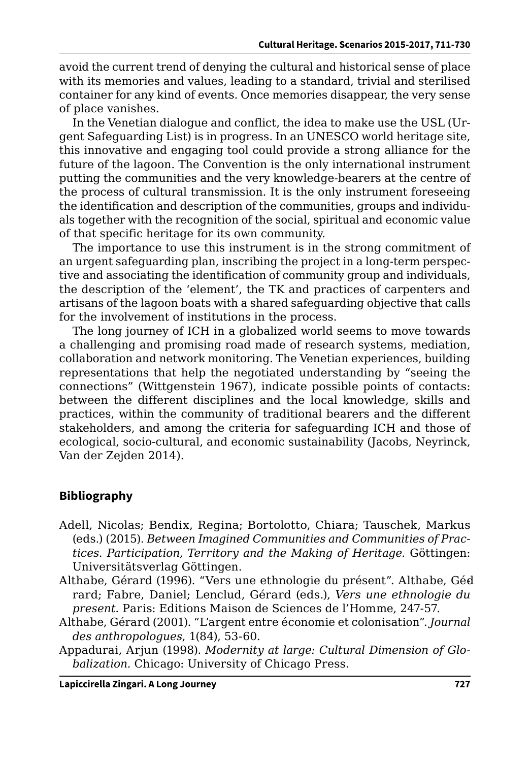avoid the current trend of denying the cultural and historical sense of place with its memories and values, leading to a standard, trivial and sterilised container for any kind of events. Once memories disappear, the very sense of place vanishes.

In the Venetian dialogue and conflict, the idea to make use the USL (Urgent Safeguarding List) is in progress. In an UNESCO world heritage site, this innovative and engaging tool could provide a strong alliance for the future of the lagoon. The Convention is the only international instrument putting the communities and the very knowledge-bearers at the centre of the process of cultural transmission. It is the only instrument foreseeing the identification and description of the communities, groups and individuals together with the recognition of the social, spiritual and economic value of that specific heritage for its own community.

The importance to use this instrument is in the strong commitment of an urgent safeguarding plan, inscribing the project in a long-term perspective and associating the identification of community group and individuals, the description of the 'element', the TK and practices of carpenters and artisans of the lagoon boats with a shared safeguarding objective that calls for the involvement of institutions in the process.

The long journey of ICH in a globalized world seems to move towards a challenging and promising road made of research systems, mediation, collaboration and network monitoring. The Venetian experiences, building representations that help the negotiated understanding by "seeing the connections" (Wittgenstein 1967), indicate possible points of contacts: between the different disciplines and the local knowledge, skills and practices, within the community of traditional bearers and the different stakeholders, and among the criteria for safeguarding ICH and those of ecological, socio-cultural, and economic sustainability (Jacobs, Neyrinck, Van der Zejden 2014).

## Bibliography

Adell, Nicolas; Bendix, Regina; Bortolotto, Chiara; Tauschek, Markus (eds.) (2015). *Between Imagined Communities and Communities of Practices. Participation, Territory and the Making of Heritage.* Göttingen: Universitätsverlag Göttingen.

Althabe, Gérard (1996). "Vers une ethnologie du présent". Althabe, Gérard; Fabre, Daniel; Lenclud, Gérard (eds.), *Vers une ethnologie du present*. Paris: Editions Maison de Sciences de l'Homme, 247-57.

Althabe, Gérard (2001). "L'argent entre économie et colonisation". *Journal des anthropologues*, 1(84), 53-60.

Appadurai, Arjun (1998). *Modernity at large: Cultural Dimension of Globalization.* Chicago: University of Chicago Press.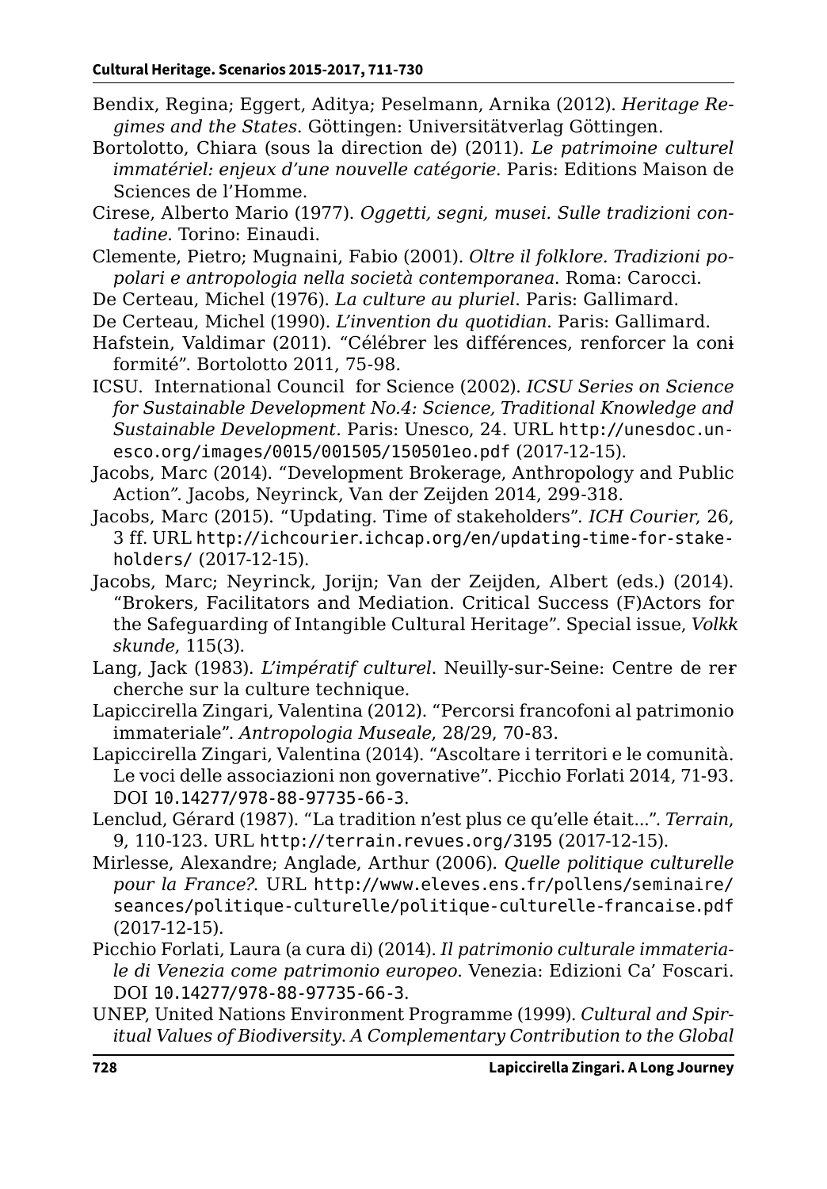Bendix, Regina; Eggert, Aditya; Peselmann, Arnika (2012). *Heritage Regimes and the States*. Göttingen: Universitätverlag Göttingen.

Bortolotto, Chiara (sous la direction de) (2011). *Le patrimoine culturel immatériel: enjeux d'une nouvelle catégorie*. Paris: Editions Maison de Sciences de l'Homme.

Cirese, Alberto Mario (1977). *Oggetti, segni, musei. Sulle tradizioni contadine.* Torino: Einaudi.

Clemente, Pietro; Mugnaini, Fabio (2001). *Oltre il folklore. Tradizioni popolari e antropologia nella società contemporanea*. Roma: Carocci.

De Certeau, Michel (1976). *La culture au pluriel*. Paris: Gallimard.

De Certeau, Michel (1990). *L'invention du quotidian*. Paris: Gallimard.

Hafstein, Valdimar (2011). "Célébrer les différences, renforcer la conformité". Bortolotto 2011, 75-98.

ICSU. International Council for Science (2002). *ICSU Series on Science for Sustainable Development No.4: Science, Traditional Knowledge and Sustainable Development*. Paris: Unesco, 24. URL http://unesdoc.unesco.org/images/0015/001505/150501eo.pdf (2017-12-15).

Jacobs, Marc (2014). "Development Brokerage, Anthropology and Public Action". Jacobs, Neyrinck, Van der Zeijden 2014, 299-318.

Jacobs, Marc (2015). "Updating. Time of stakeholders". *ICH Courier*, 26, 3 ff. URL http://ichcourier.ichcap.org/en/updating-time-for-stakeholders/ (2017-12-15).

Jacobs, Marc; Neyrinck, Jorijn; Van der Zeijden, Albert (eds.) (2014). "Brokers, Facilitators and Mediation. Critical Success (F)Actors for the Safeguarding of Intangible Cultural Heritage". Special issue, *Volkkskunde*, 115(3).

Lang, Jack (1983). *L'impératif culturel*. Neuilly-sur-Seine: Centre de recherche sur la culture technique.

Lapiccirella Zingari, Valentina (2012). "Percorsi francofoni al patrimonio immateriale". *Antropologia Museale*, 28/29, 70-83.

Lapiccirella Zingari, Valentina (2014). "Ascoltare i territori e le comunità. Le voci delle associazioni non governative". Picchio Forlati 2014, 71-93. DOI 10.14277/978-88-97735-66-3.

Lenclud, Gérard (1987). "La tradition n'est plus ce qu'elle était...". *Terrain*, 9, 110-123. URL http://terrain.revues.org/3195 (2017-12-15).

Mirlesse, Alexandre; Anglade, Arthur (2006). *Quelle politique culturelle pour la France?*. URL http://www.eleves.ens.fr/pollens/seminaire/seances/politique-culturelle/politique-culturelle-francaise.pdf (2017-12-15).

Picchio Forlati, Laura (a cura di) (2014). *Il patrimonio culturale immateriale di Venezia come patrimonio europeo*. Venezia: Edizioni Ca' Foscari. DOI 10.14277/978-88-97735-66-3.

UNEP, United Nations Environment Programme (1999). *Cultural and Spiritual Values of Biodiversity. A Complementary Contribution to the Global*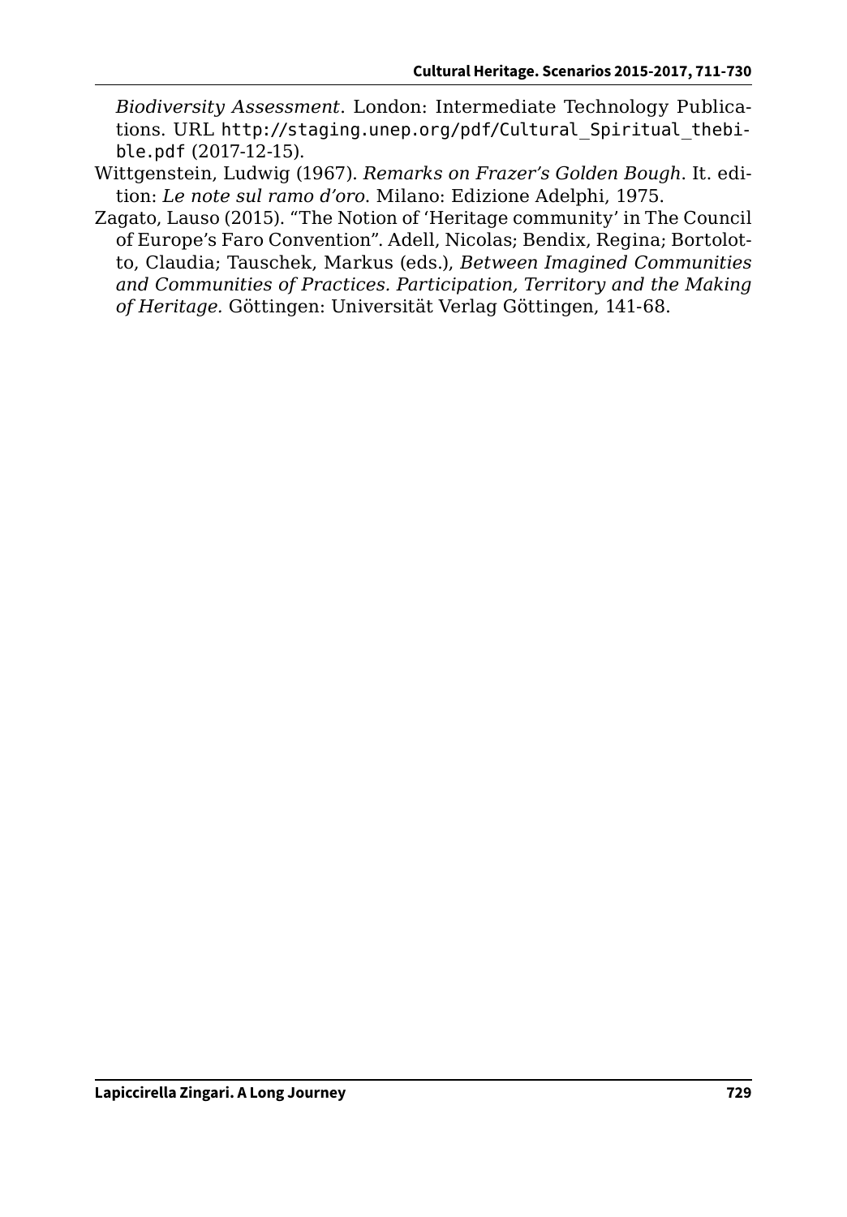*Biodiversity Assessment*. London: Intermediate Technology Publications. URL http://staging.unep.org/pdf/Cultural_Spiritual_thebible.pdf (2017-12-15).

Wittgenstein, Ludwig (1967). *Remarks on Frazer's Golden Bough*. It. edition: *Le note sul ramo d'oro*. Milano: Edizione Adelphi, 1975.

Zagato, Lauso (2015). "The Notion of 'Heritage community' in The Council of Europe's Faro Convention". Adell, Nicolas; Bendix, Regina; Bortolotto, Claudia; Tauschek, Markus (eds.), *Between Imagined Communities and Communities of Practices. Participation, Territory and the Making of Heritage.* Göttingen: Universität Verlag Göttingen, 141-68.